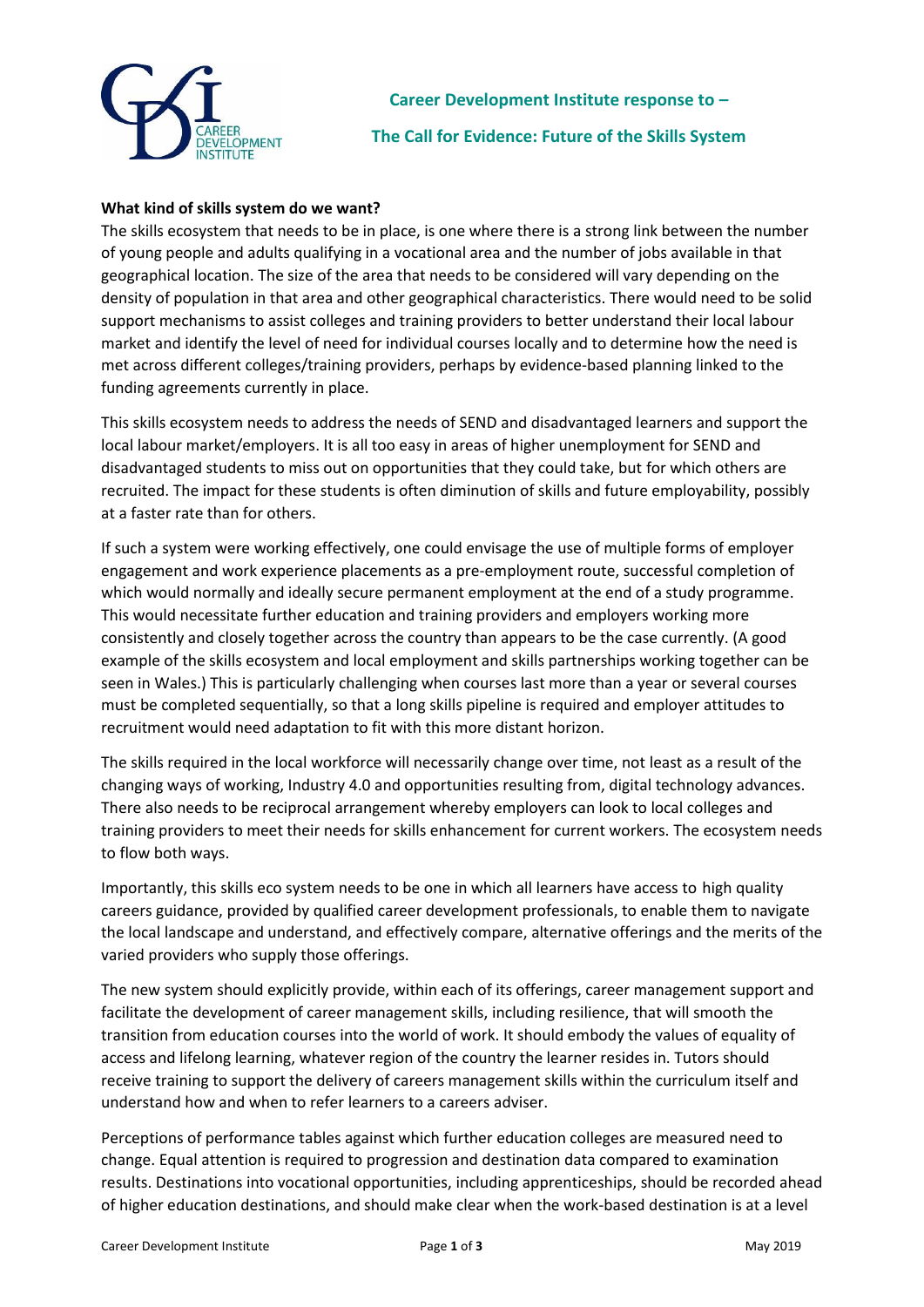## Career Development Institute response to –

## The Call for Evidence: Future of the Skills System

**What kind of skills system do we want?**

The skills ecosystem that needs to be in place, is one where there is a strong link between the number of young people and adults qualifying in a vocational area and the number of jobs available in that geographical location. The size of the area that needs to be considered will vary depending on the density of population in that area and other geographical characteristics. There would need to be solid support mechanisms to assist colleges and training providers to better understand their local labour market and identify the level of need for individual courses locally and to determine how the need is met across different colleges/training providers, perhaps by evidence-based planning linked to the funding agreements currently in place.

This skills ecosystem needs to address the needs of SEND and disadvantaged learners and support the local labour market/employers. It is all too easy in areas of higher unemployment for SEND and disadvantaged students to miss out on opportunities that they could take, but for which others are recruited. The impact for these students is often diminution of skills and future employability, possibly at a faster rate than for others.

If such a system were working effectively, one could envisage the use of multiple forms of employer engagement and work experience placements as a pre-employment route, successful completion of which would normally and ideally secure permanent employment at the end of a study programme. This would necessitate further education and training providers and employers working more consistently and closely together across the country than appears to be the case currently. (A good example of the skills ecosystem and local employment and skills partnerships working together can be seen in Wales.) This is particularly challenging when courses last more than a year or several courses must be completed sequentially, so that a long skills pipeline is required and employer attitudes to recruitment would need adaptation to fit with this more distant horizon.

The skills required in the local workforce will necessarily change over time, not least as a result of the changing ways of working, Industry 4.0 and opportunities resulting from, digital technology advances. There also needs to be reciprocal arrangement whereby employers can look to local colleges and training providers to meet their needs for skills enhancement for current workers. The ecosystem needs to flow both ways.

Importantly, this skills eco system needs to be one in which all learners have access to high quality careers guidance, provided by qualified career development professionals, to enable them to navigate the local landscape and understand, and effectively compare, alternative offerings and the merits of the varied providers who supply those offerings.

The new system should explicitly provide, within each of its offerings, career management support and facilitate the development of career management skills, including resilience, that will smooth the transition from education courses into the world of work. It should embody the values of equality of access and lifelong learning, whatever region of the country the learner resides in. Tutors should receive training to support the delivery of careers management skills within the curriculum itself and understand how and when to refer learners to a careers adviser.

Perceptions of performance tables against which further education colleges are measured need to change. Equal attention is required to progression and destination data compared to examination results. Destinations into vocational opportunities, including apprenticeships, should be recorded ahead of higher education destinations, and should make clear when the work-based destination is at a level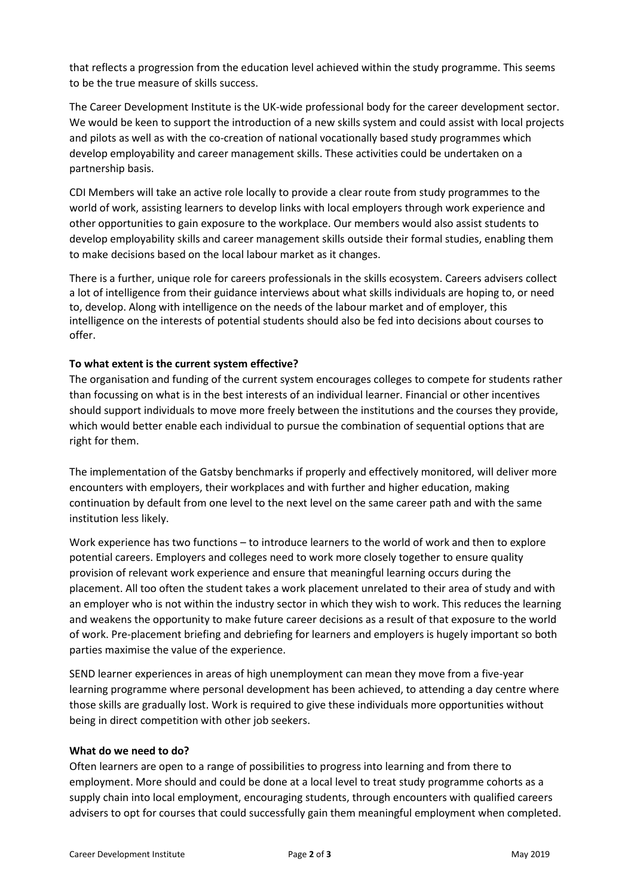that reflects a progression from the education level achieved within the study programme. This seems to be the true measure of skills success.

The Career Development Institute is the UK-wide professional body for the career development sector. We would be keen to support the introduction of a new skills system and could assist with local projects and pilots as well as with the co-creation of national vocationally based study programmes which develop employability and career management skills. These activities could be undertaken on a partnership basis.

CDI Members will take an active role locally to provide a clear route from study programmes to the world of work, assisting learners to develop links with local employers through work experience and other opportunities to gain exposure to the workplace. Our members would also assist students to develop employability skills and career management skills outside their formal studies, enabling them to make decisions based on the local labour market as it changes.

There is a further, unique role for careers professionals in the skills ecosystem. Careers advisers collect a lot of intelligence from their guidance interviews about what skills individuals are hoping to, or need to, develop. Along with intelligence on the needs of the labour market and of employer, this intelligence on the interests of potential students should also be fed into decisions about courses to offer.

**To what extent is the current system effective?**

The organisation and funding of the current system encourages colleges to compete for students rather than focussing on what is in the best interests of an individual learner. Financial or other incentives should support individuals to move more freely between the institutions and the courses they provide, which would better enable each individual to pursue the combination of sequential options that are right for them.

The implementation of the Gatsby benchmarks if properly and effectively monitored, will deliver more encounters with employers, their workplaces and with further and higher education, making continuation by default from one level to the next level on the same career path and with the same institution less likely.

Work experience has two functions – to introduce learners to the world of work and then to explore potential careers. Employers and colleges need to work more closely together to ensure quality provision of relevant work experience and ensure that meaningful learning occurs during the placement. All too often the student takes a work placement unrelated to their area of study and with an employer who is not within the industry sector in which they wish to work. This reduces the learning and weakens the opportunity to make future career decisions as a result of that exposure to the world of work. Pre-placement briefing and debriefing for learners and employers is hugely important so both parties maximise the value of the experience.

SEND learner experiences in areas of high unemployment can mean they move from a five-year learning programme where personal development has been achieved, to attending a day centre where those skills are gradually lost. Work is required to give these individuals more opportunities without being in direct competition with other job seekers.

**What do we need to do?**

Often learners are open to a range of possibilities to progress into learning and from there to employment. More should and could be done at a local level to treat study programme cohorts as a supply chain into local employment, encouraging students, through encounters with qualified careers advisers to opt for courses that could successfully gain them meaningful employment when completed.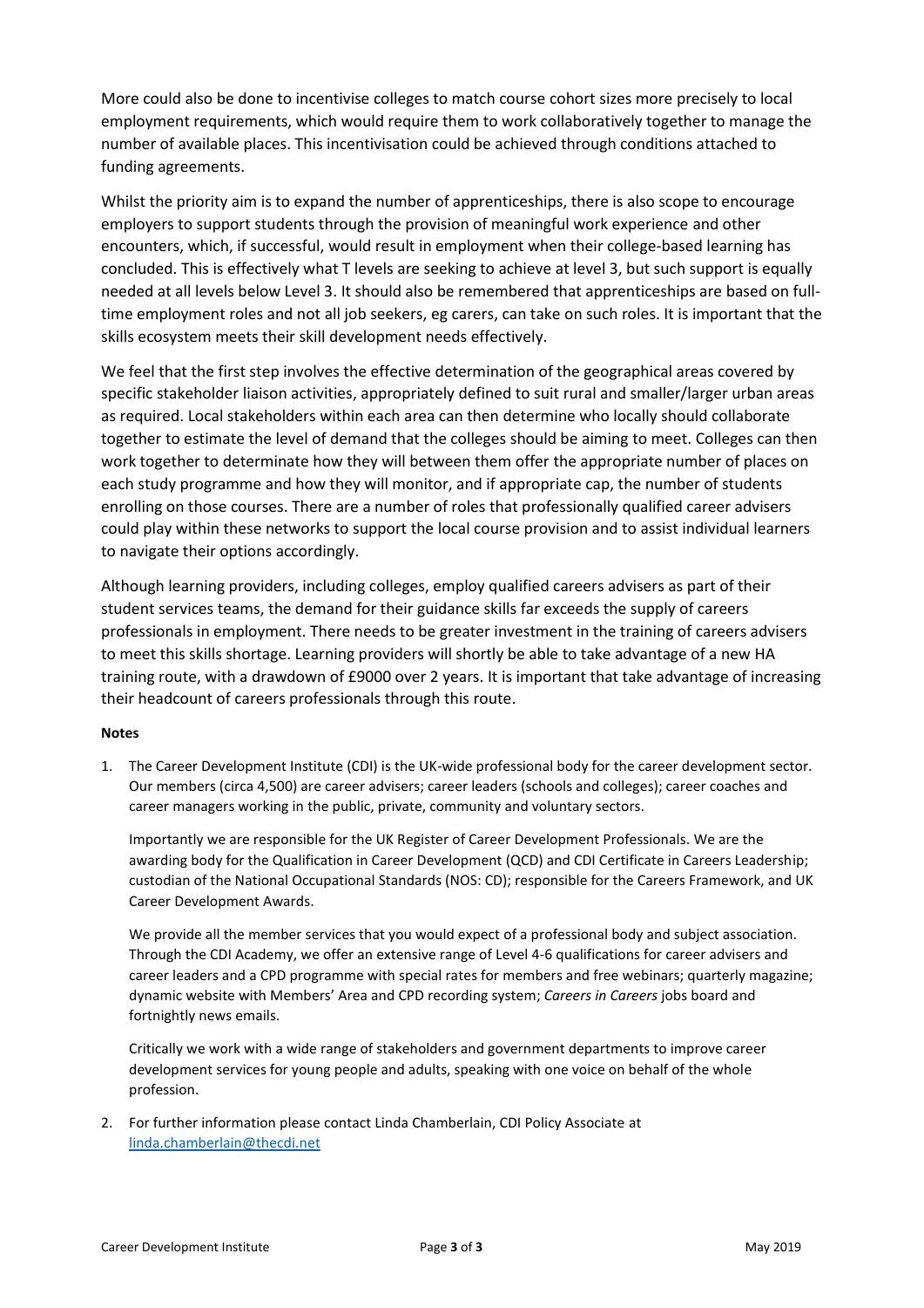More could also be done to incentivise colleges to match course cohort sizes more precisely to local employment requirements, which would require them to work collaboratively together to manage the number of available places. This incentivisation could be achieved through conditions attached to funding agreements.

Whilst the priority aim is to expand the number of apprenticeships, there is also scope to encourage employers to support students through the provision of meaningful work experience and other encounters, which, if successful, would result in employment when their college-based learning has concluded. This is effectively what T levels are seeking to achieve at level 3, but such support is equally needed at all levels below Level 3. It should also be remembered that apprenticeships are based on full-time employment roles and not all job seekers, eg carers, can take on such roles. It is important that the skills ecosystem meets their skill development needs effectively.

We feel that the first step involves the effective determination of the geographical areas covered by specific stakeholder liaison activities, appropriately defined to suit rural and smaller/larger urban areas as required. Local stakeholders within each area can then determine who locally should collaborate together to estimate the level of demand that the colleges should be aiming to meet. Colleges can then work together to determinate how they will between them offer the appropriate number of places on each study programme and how they will monitor, and if appropriate cap, the number of students enrolling on those courses. There are a number of roles that professionally qualified career advisers could play within these networks to support the local course provision and to assist individual learners to navigate their options accordingly.

Although learning providers, including colleges, employ qualified careers advisers as part of their student services teams, the demand for their guidance skills far exceeds the supply of careers professionals in employment. There needs to be greater investment in the training of careers advisers to meet this skills shortage. Learning providers will shortly be able to take advantage of a new HA training route, with a drawdown of £9000 over 2 years. It is important that take advantage of increasing their headcount of careers professionals through this route.

**Notes**

1. The Career Development Institute (CDI) is the UK-wide professional body for the career development sector. Our members (circa 4,500) are career advisers; career leaders (schools and colleges); career coaches and career managers working in the public, private, community and voluntary sectors.

   Importantly we are responsible for the UK Register of Career Development Professionals. We are the awarding body for the Qualification in Career Development (QCD) and CDI Certificate in Careers Leadership; custodian of the National Occupational Standards (NOS: CD); responsible for the Careers Framework, and UK Career Development Awards.

   We provide all the member services that you would expect of a professional body and subject association. Through the CDI Academy, we offer an extensive range of Level 4-6 qualifications for career advisers and career leaders and a CPD programme with special rates for members and free webinars; quarterly magazine; dynamic website with Members' Area and CPD recording system; *Careers in Careers* jobs board and fortnightly news emails.

   Critically we work with a wide range of stakeholders and government departments to improve career development services for young people and adults, speaking with one voice on behalf of the whole profession.

2. For further information please contact Linda Chamberlain, CDI Policy Associate at linda.chamberlain@thecdi.net